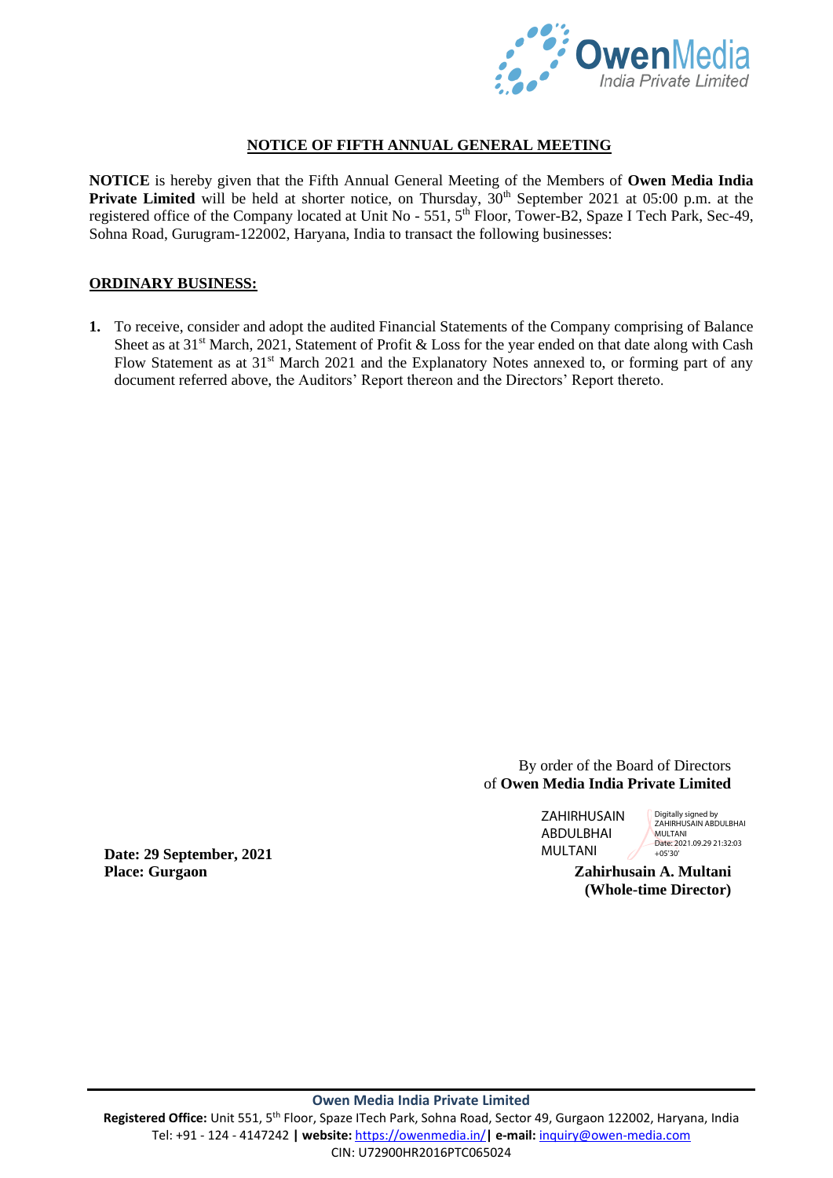# NOTICE OF FIFTH ANNUAL GENERAL MEETING

**NOTICE** is hereby given that the Fifth Annual General Meeting of the Members of **Owen Media India Private Limited** will be held at shorter notice, on Thursday, 30th September 2021 at 05:00 p.m. at the registered office of the Company located at Unit No - 551, 5th Floor, Tower-B2, Spaze I Tech Park, Sec-49, Sohna Road, Gurugram-122002, Haryana, India to transact the following businesses:

## ORDINARY BUSINESS:

**1.** To receive, consider and adopt the audited Financial Statements of the Company comprising of Balance Sheet as at 31st March, 2021, Statement of Profit & Loss for the year ended on that date along with Cash Flow Statement as at 31st March 2021 and the Explanatory Notes annexed to, or forming part of any document referred above, the Auditors' Report thereon and the Directors' Report thereto.

By order of the Board of Directors
of **Owen Media India Private Limited**

ZAHIRHUSAIN ABDULBHAI MULTANI
Digitally signed by ZAHIRHUSAIN ABDULBHAI MULTANI
Date: 2021.09.29 21:32:03 +05'30'

**Date: 29 September, 2021**
**Place: Gurgaon**

**Zahirhusain A. Multani**
**(Whole-time Director)**

**Owen Media India Private Limited**
**Registered Office:** Unit 551, 5th Floor, Spaze ITech Park, Sohna Road, Sector 49, Gurgaon 122002, Haryana, India
Tel: +91 - 124 - 4147242 **| website:** https://owenmedia.in/ **| e-mail:** inquiry@owen-media.com
CIN: U72900HR2016PTC065024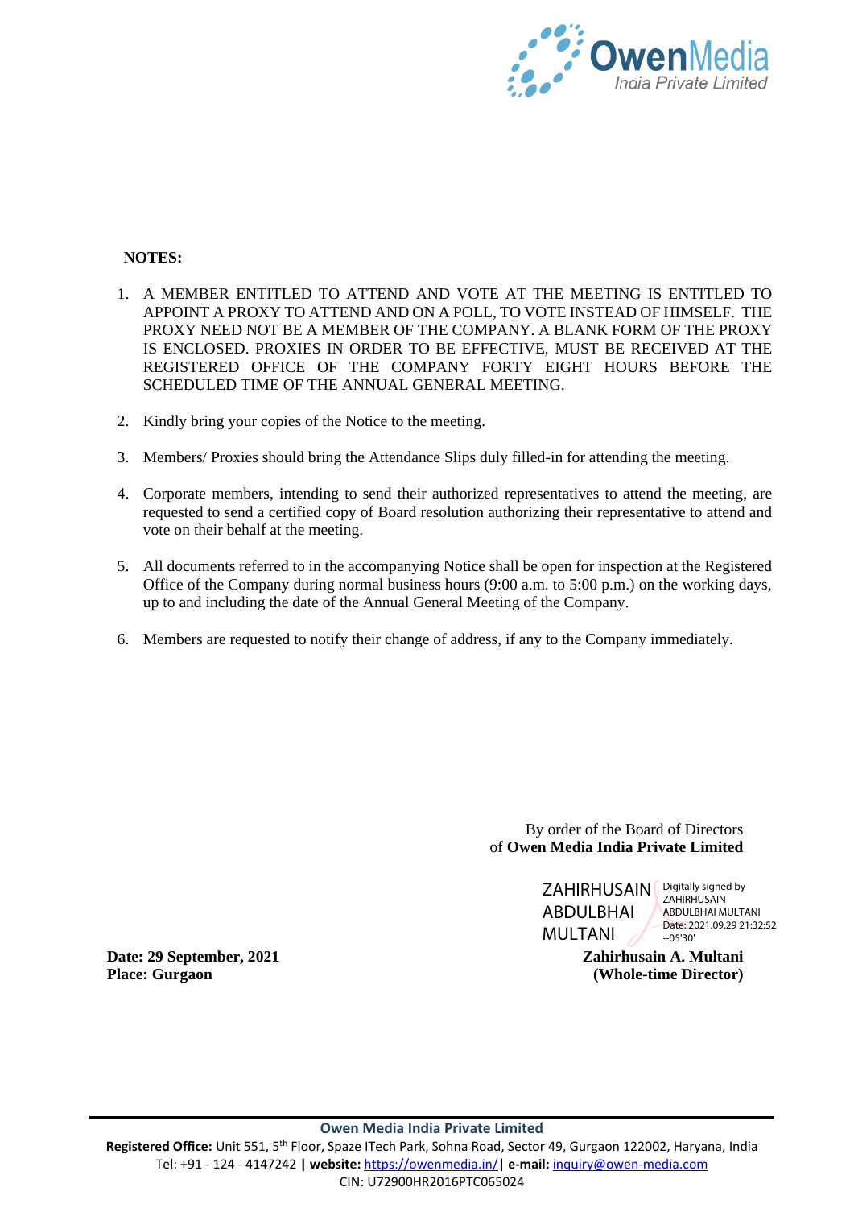**NOTES:**

1. A MEMBER ENTITLED TO ATTEND AND VOTE AT THE MEETING IS ENTITLED TO APPOINT A PROXY TO ATTEND AND ON A POLL, TO VOTE INSTEAD OF HIMSELF. THE PROXY NEED NOT BE A MEMBER OF THE COMPANY. A BLANK FORM OF THE PROXY IS ENCLOSED. PROXIES IN ORDER TO BE EFFECTIVE, MUST BE RECEIVED AT THE REGISTERED OFFICE OF THE COMPANY FORTY EIGHT HOURS BEFORE THE SCHEDULED TIME OF THE ANNUAL GENERAL MEETING.

2. Kindly bring your copies of the Notice to the meeting.

3. Members/ Proxies should bring the Attendance Slips duly filled-in for attending the meeting.

4. Corporate members, intending to send their authorized representatives to attend the meeting, are requested to send a certified copy of Board resolution authorizing their representative to attend and vote on their behalf at the meeting.

5. All documents referred to in the accompanying Notice shall be open for inspection at the Registered Office of the Company during normal business hours (9:00 a.m. to 5:00 p.m.) on the working days, up to and including the date of the Annual General Meeting of the Company.

6. Members are requested to notify their change of address, if any to the Company immediately.

By order of the Board of Directors
of **Owen Media India Private Limited**

ZAHIRHUSAIN ABDULBHAI MULTANI
Digitally signed by ZAHIRHUSAIN ABDULBHAI MULTANI
Date: 2021.09.29 21:32:52 +05'30'

**Zahirhusain A. Multani**
**(Whole-time Director)**

**Date: 29 September, 2021**
**Place: Gurgaon**

**Owen Media India Private Limited**
**Registered Office:** Unit 551, 5th Floor, Spaze ITech Park, Sohna Road, Sector 49, Gurgaon 122002, Haryana, India
Tel: +91 - 124 - 4147242 **| website:** https://owenmedia.in/ **| e-mail:** inquiry@owen-media.com
CIN: U72900HR2016PTC065024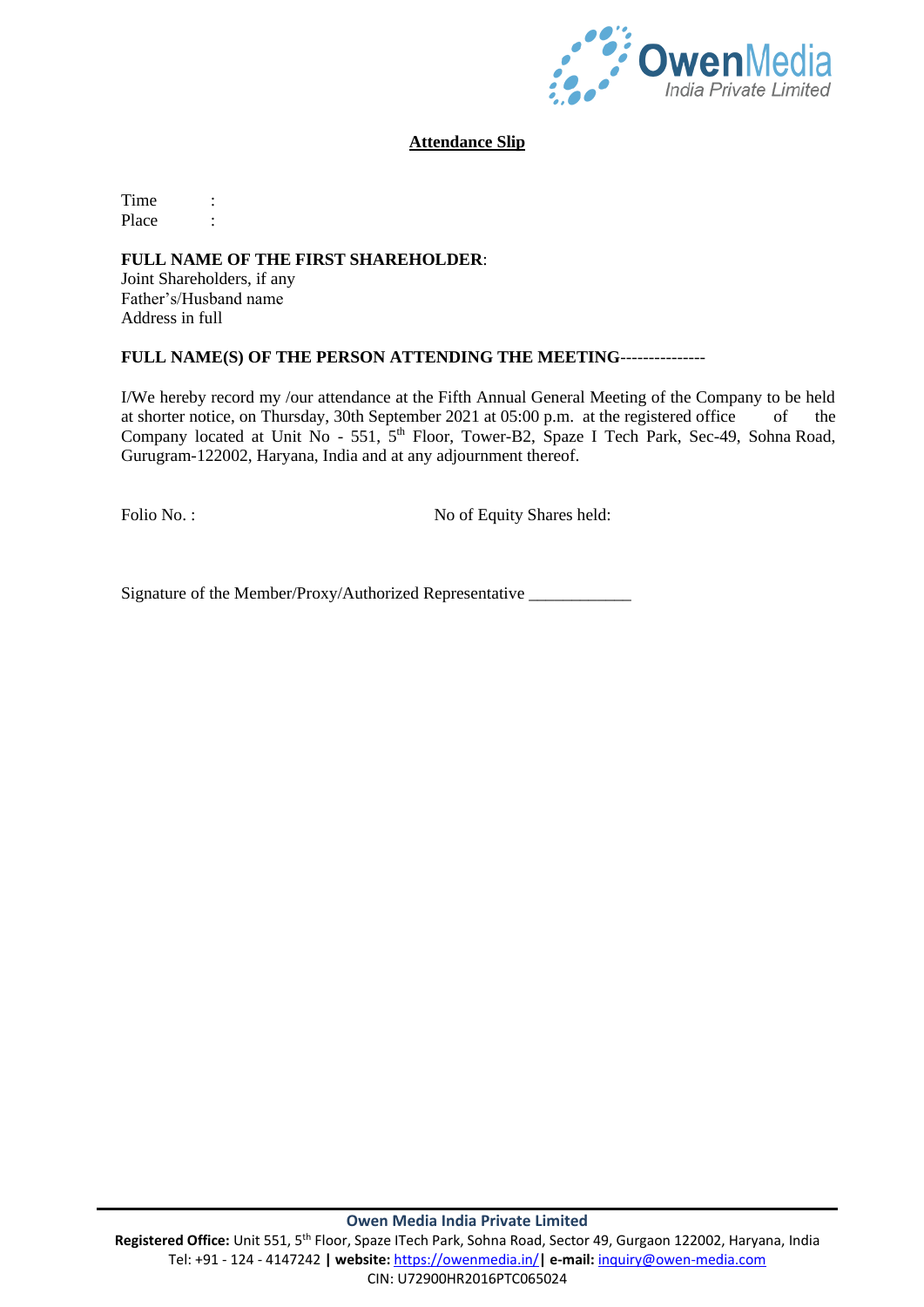## Attendance Slip

Time :

Place :

**FULL NAME OF THE FIRST SHAREHOLDER**:

Joint Shareholders, if any

Father's/Husband name

Address in full

**FULL NAME(S) OF THE PERSON ATTENDING THE MEETING**---------------

I/We hereby record my /our attendance at the Fifth Annual General Meeting of the Company to be held at shorter notice, on Thursday, 30th September 2021 at 05:00 p.m. at the registered office of the Company located at Unit No - 551, 5th Floor, Tower-B2, Spaze I Tech Park, Sec-49, Sohna Road, Gurugram-122002, Haryana, India and at any adjournment thereof.

Folio No. : No of Equity Shares held:

Signature of the Member/Proxy/Authorized Representative ____________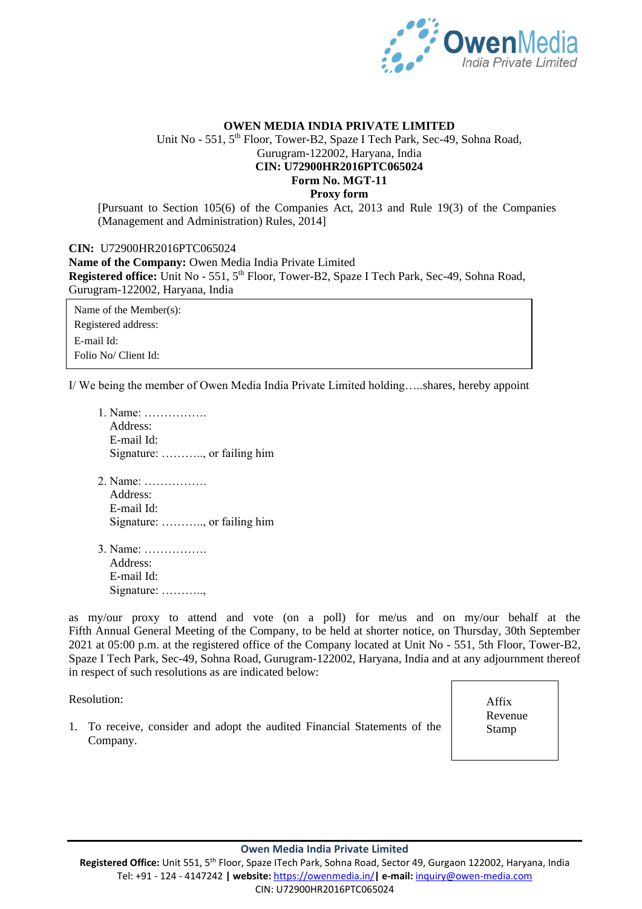**OWEN MEDIA INDIA PRIVATE LIMITED**

Unit No - 551, 5th Floor, Tower-B2, Spaze I Tech Park, Sec-49, Sohna Road, Gurugram-122002, Haryana, India

**CIN: U72900HR2016PTC065024**

**Form No. MGT-11**

**Proxy form**

[Pursuant to Section 105(6) of the Companies Act, 2013 and Rule 19(3) of the Companies (Management and Administration) Rules, 2014]

**CIN:** U72900HR2016PTC065024
**Name of the Company:** Owen Media India Private Limited
**Registered office:** Unit No - 551, 5th Floor, Tower-B2, Spaze I Tech Park, Sec-49, Sohna Road, Gurugram-122002, Haryana, India

| Name of the Member(s): |
|---|
| Registered address: |
| E-mail Id: |
| Folio No/ Client Id: |

I/ We being the member of Owen Media India Private Limited holding…..shares, hereby appoint

1. Name: …………….
   Address:
   E-mail Id:
   Signature: ……….., or failing him

2. Name: …………….
   Address:
   E-mail Id:
   Signature: ……….., or failing him

3. Name: …………….
   Address:
   E-mail Id:
   Signature: ………..,

as my/our proxy to attend and vote (on a poll) for me/us and on my/our behalf at the Fifth Annual General Meeting of the Company, to be held at shorter notice, on Thursday, 30th September 2021 at 05:00 p.m. at the registered office of the Company located at Unit No - 551, 5th Floor, Tower-B2, Spaze I Tech Park, Sec-49, Sohna Road, Gurugram-122002, Haryana, India and at any adjournment thereof in respect of such resolutions as are indicated below:

Resolution:

| Affix Revenue Stamp |
|---|

1. To receive, consider and adopt the audited Financial Statements of the Company.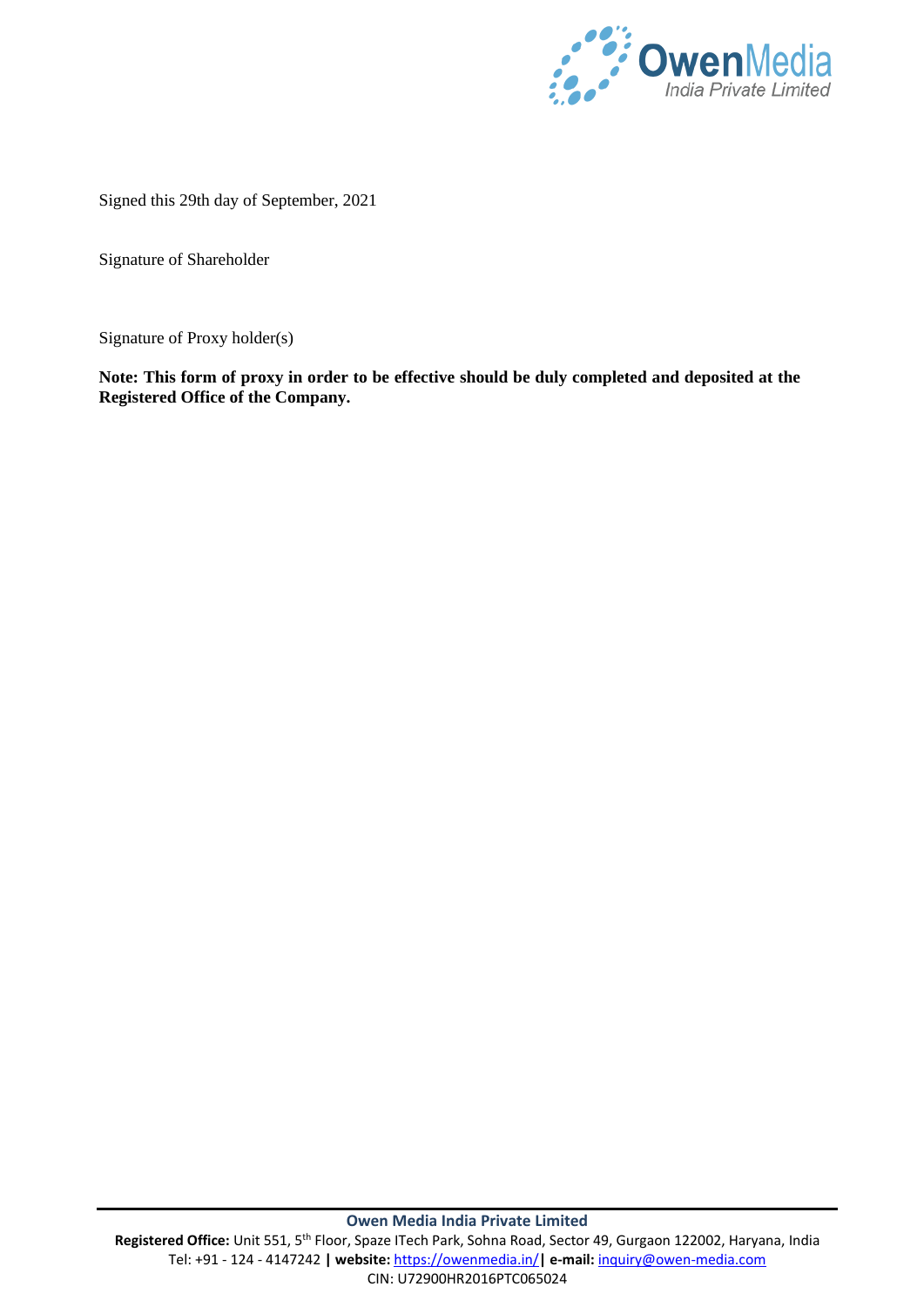Signed this 29th day of September, 2021

Signature of Shareholder

Signature of Proxy holder(s)

**Note: This form of proxy in order to be effective should be duly completed and deposited at the Registered Office of the Company.**